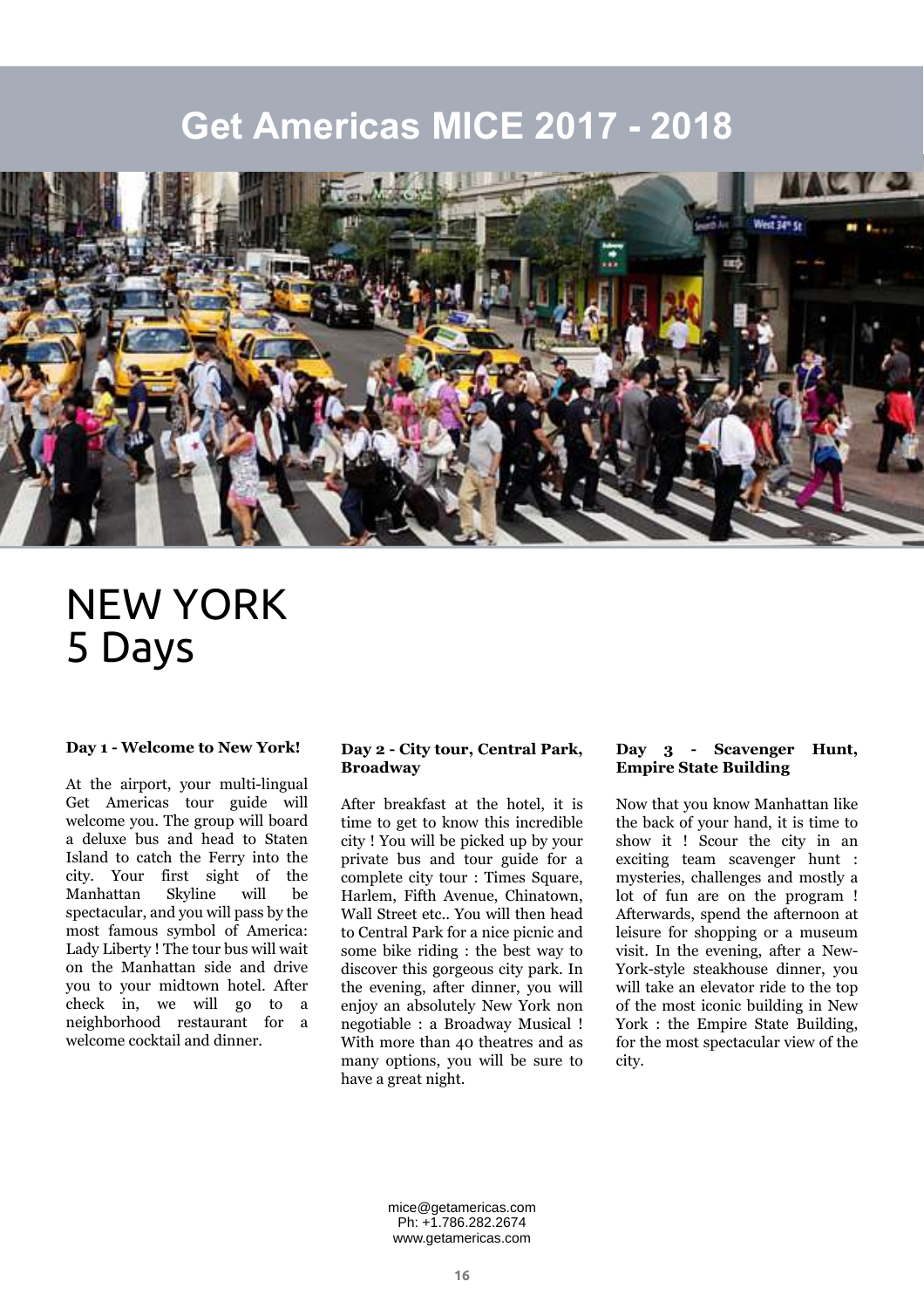# Get Americas MICE 2017 - 2018

# NEW YORK
# 5 Days

### Day 1 - Welcome to New York!

At the airport, your multi-lingual Get Americas tour guide will welcome you. The group will board a deluxe bus and head to Staten Island to catch the Ferry into the city. Your first sight of the Manhattan Skyline will be spectacular, and you will pass by the most famous symbol of America: Lady Liberty ! The tour bus will wait on the Manhattan side and drive you to your midtown hotel. After check in, we will go to a neighborhood restaurant for a welcome cocktail and dinner.

### Day 2 - City tour, Central Park, Broadway

After breakfast at the hotel, it is time to get to know this incredible city ! You will be picked up by your private bus and tour guide for a complete city tour : Times Square, Harlem, Fifth Avenue, Chinatown, Wall Street etc.. You will then head to Central Park for a nice picnic and some bike riding : the best way to discover this gorgeous city park. In the evening, after dinner, you will enjoy an absolutely New York non negotiable : a Broadway Musical ! With more than 40 theatres and as many options, you will be sure to have a great night.

### Day 3 - Scavenger Hunt, Empire State Building

Now that you know Manhattan like the back of your hand, it is time to show it ! Scour the city in an exciting team scavenger hunt : mysteries, challenges and mostly a lot of fun are on the program ! Afterwards, spend the afternoon at leisure for shopping or a museum visit. In the evening, after a New-York-style steakhouse dinner, you will take an elevator ride to the top of the most iconic building in New York : the Empire State Building, for the most spectacular view of the city.

mice@getamericas.com
Ph: +1.786.282.2674
www.getamericas.com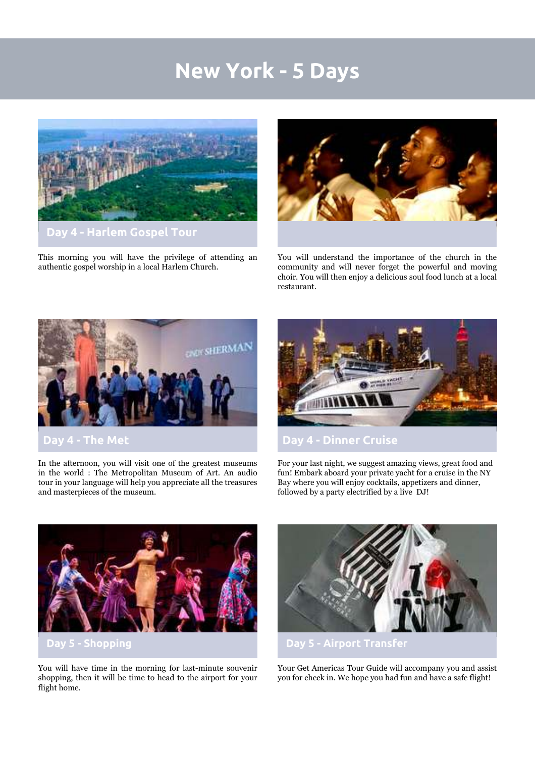# New York - 5 Days

## Day 4 - Harlem Gospel Tour

This morning you will have the privilege of attending an authentic gospel worship in a local Harlem Church.

You will understand the importance of the church in the community and will never forget the powerful and moving choir. You will then enjoy a delicious soul food lunch at a local restaurant.

## Day 4 - The Met

In the afternoon, you will visit one of the greatest museums in the world : The Metropolitan Museum of Art. An audio tour in your language will help you appreciate all the treasures and masterpieces of the museum.

## Day 4 - Dinner Cruise

For your last night, we suggest amazing views, great food and fun! Embark aboard your private yacht for a cruise in the NY Bay where you will enjoy cocktails, appetizers and dinner, followed by a party electrified by a live DJ!

## Day 5 - Shopping

You will have time in the morning for last-minute souvenir shopping, then it will be time to head to the airport for your flight home.

## Day 5 - Airport Transfer

Your Get Americas Tour Guide will accompany you and assist you for check in. We hope you had fun and have a safe flight!